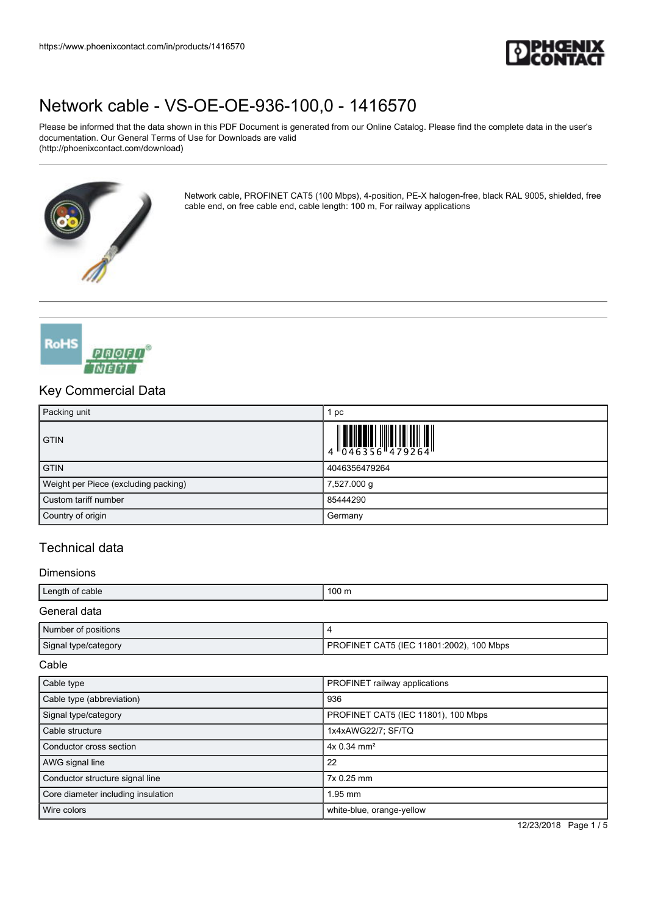# Network cable - VS-OE-OE-936-100,0 - 1416570

Please be informed that the data shown in this PDF Document is generated from our Online Catalog. Please find the complete data in the user's documentation. Our General Terms of Use for Downloads are valid (http://phoenixcontact.com/download)

Network cable, PROFINET CAT5 (100 Mbps), 4-position, PE-X halogen-free, black RAL 9005, shielded, free cable end, on free cable end, cable length: 100 m, For railway applications

## Key Commercial Data

| | |
|---|---|
| Packing unit | 1 pc |
| GTIN | 4 046356 479264 |
| GTIN | 4046356479264 |
| Weight per Piece (excluding packing) | 7,527.000 g |
| Custom tariff number | 85444290 |
| Country of origin | Germany |

## Technical data

### Dimensions

| | |
|---|---|
| Length of cable | 100 m |

### General data

| | |
|---|---|
| Number of positions | 4 |
| Signal type/category | PROFINET CAT5 (IEC 11801:2002), 100 Mbps |

### Cable

| | |
|---|---|
| Cable type | PROFINET railway applications |
| Cable type (abbreviation) | 936 |
| Signal type/category | PROFINET CAT5 (IEC 11801), 100 Mbps |
| Cable structure | 1x4xAWG22/7; SF/TQ |
| Conductor cross section | 4x 0.34 mm² |
| AWG signal line | 22 |
| Conductor structure signal line | 7x 0.25 mm |
| Core diameter including insulation | 1.95 mm |
| Wire colors | white-blue, orange-yellow |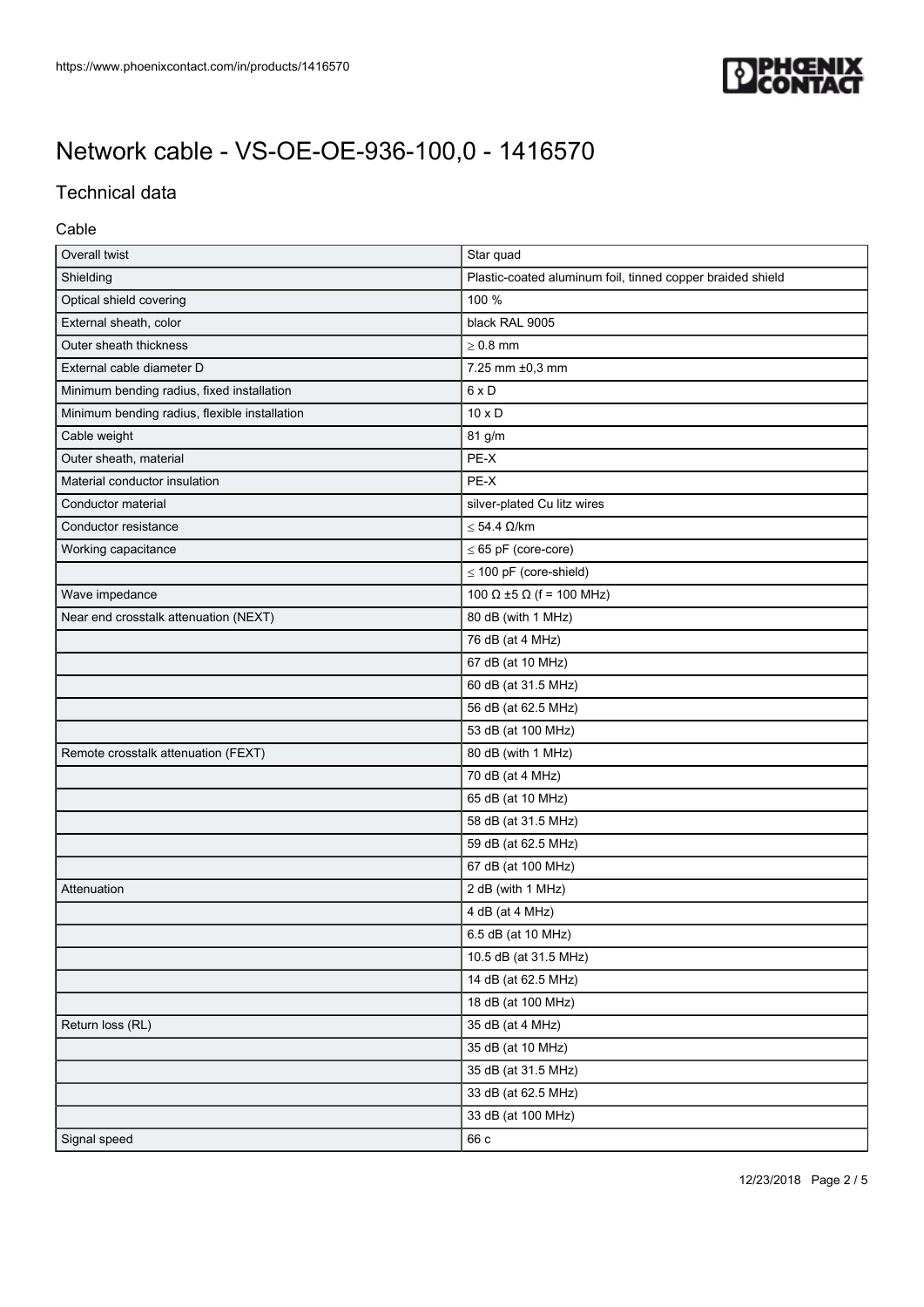# Network cable - VS-OE-OE-936-100,0 - 1416570

## Technical data

### Cable

| | |
|---|---|
| Overall twist | Star quad |
| Shielding | Plastic-coated aluminum foil, tinned copper braided shield |
| Optical shield covering | 100 % |
| External sheath, color | black RAL 9005 |
| Outer sheath thickness | ≥ 0.8 mm |
| External cable diameter D | 7.25 mm ±0,3 mm |
| Minimum bending radius, fixed installation | 6 x D |
| Minimum bending radius, flexible installation | 10 x D |
| Cable weight | 81 g/m |
| Outer sheath, material | PE-X |
| Material conductor insulation | PE-X |
| Conductor material | silver-plated Cu litz wires |
| Conductor resistance | ≤ 54.4 Ω/km |
| Working capacitance | ≤ 65 pF (core-core) |
| | ≤ 100 pF (core-shield) |
| Wave impedance | 100 Ω ±5 Ω (f = 100 MHz) |
| Near end crosstalk attenuation (NEXT) | 80 dB (with 1 MHz) |
| | 76 dB (at 4 MHz) |
| | 67 dB (at 10 MHz) |
| | 60 dB (at 31.5 MHz) |
| | 56 dB (at 62.5 MHz) |
| | 53 dB (at 100 MHz) |
| Remote crosstalk attenuation (FEXT) | 80 dB (with 1 MHz) |
| | 70 dB (at 4 MHz) |
| | 65 dB (at 10 MHz) |
| | 58 dB (at 31.5 MHz) |
| | 59 dB (at 62.5 MHz) |
| | 67 dB (at 100 MHz) |
| Attenuation | 2 dB (with 1 MHz) |
| | 4 dB (at 4 MHz) |
| | 6.5 dB (at 10 MHz) |
| | 10.5 dB (at 31.5 MHz) |
| | 14 dB (at 62.5 MHz) |
| | 18 dB (at 100 MHz) |
| Return loss (RL) | 35 dB (at 4 MHz) |
| | 35 dB (at 10 MHz) |
| | 35 dB (at 31.5 MHz) |
| | 33 dB (at 62.5 MHz) |
| | 33 dB (at 100 MHz) |
| Signal speed | 66 c |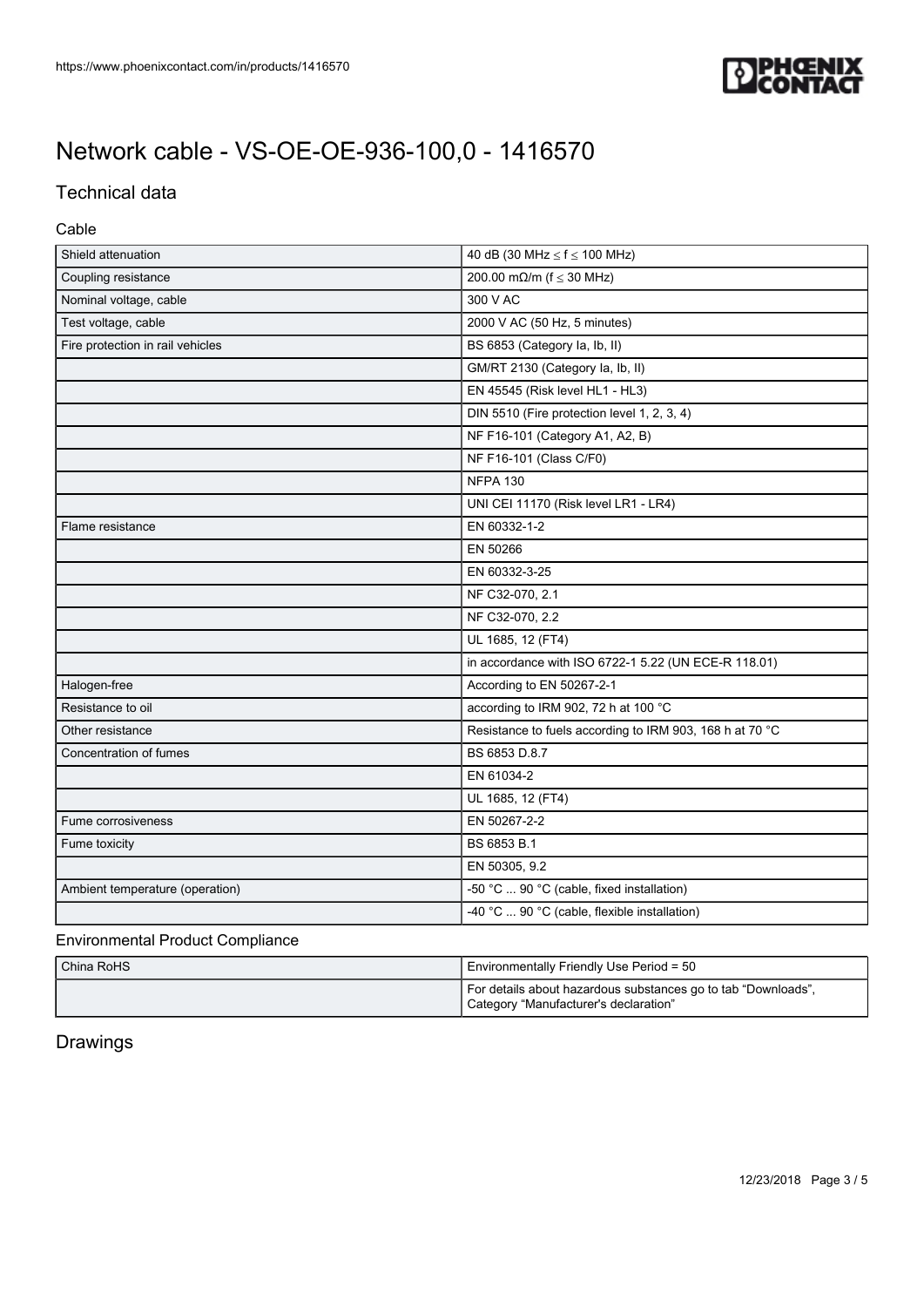# Network cable - VS-OE-OE-936-100,0 - 1416570

## Technical data

### Cable

| | |
|---|---|
| Shield attenuation | 40 dB (30 MHz ≤ f ≤ 100 MHz) |
| Coupling resistance | 200.00 mΩ/m (f ≤ 30 MHz) |
| Nominal voltage, cable | 300 V AC |
| Test voltage, cable | 2000 V AC (50 Hz, 5 minutes) |
| Fire protection in rail vehicles | BS 6853 (Category Ia, Ib, II) |
| | GM/RT 2130 (Category Ia, Ib, II) |
| | EN 45545 (Risk level HL1 - HL3) |
| | DIN 5510 (Fire protection level 1, 2, 3, 4) |
| | NF F16-101 (Category A1, A2, B) |
| | NF F16-101 (Class C/F0) |
| | NFPA 130 |
| | UNI CEI 11170 (Risk level LR1 - LR4) |
| Flame resistance | EN 60332-1-2 |
| | EN 50266 |
| | EN 60332-3-25 |
| | NF C32-070, 2.1 |
| | NF C32-070, 2.2 |
| | UL 1685, 12 (FT4) |
| | in accordance with ISO 6722-1 5.22 (UN ECE-R 118.01) |
| Halogen-free | According to EN 50267-2-1 |
| Resistance to oil | according to IRM 902, 72 h at 100 °C |
| Other resistance | Resistance to fuels according to IRM 903, 168 h at 70 °C |
| Concentration of fumes | BS 6853 D.8.7 |
| | EN 61034-2 |
| | UL 1685, 12 (FT4) |
| Fume corrosiveness | EN 50267-2-2 |
| Fume toxicity | BS 6853 B.1 |
| | EN 50305, 9.2 |
| Ambient temperature (operation) | -50 °C ... 90 °C (cable, fixed installation) |
| | -40 °C ... 90 °C (cable, flexible installation) |

### Environmental Product Compliance

| | |
|---|---|
| China RoHS | Environmentally Friendly Use Period = 50 |
| | For details about hazardous substances go to tab "Downloads", Category "Manufacturer's declaration" |

## Drawings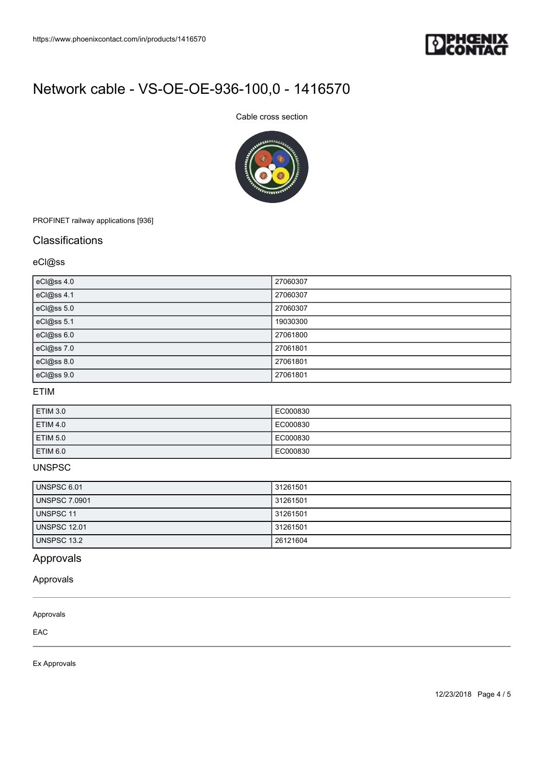# Network cable - VS-OE-OE-936-100,0 - 1416570

Cable cross section

PROFINET railway applications [936]

## Classifications

### eCl@ss

| | |
|---|---|
| eCl@ss 4.0 | 27060307 |
| eCl@ss 4.1 | 27060307 |
| eCl@ss 5.0 | 27060307 |
| eCl@ss 5.1 | 19030300 |
| eCl@ss 6.0 | 27061800 |
| eCl@ss 7.0 | 27061801 |
| eCl@ss 8.0 | 27061801 |
| eCl@ss 9.0 | 27061801 |

### ETIM

| | |
|---|---|
| ETIM 3.0 | EC000830 |
| ETIM 4.0 | EC000830 |
| ETIM 5.0 | EC000830 |
| ETIM 6.0 | EC000830 |

### UNSPSC

| | |
|---|---|
| UNSPSC 6.01 | 31261501 |
| UNSPSC 7.0901 | 31261501 |
| UNSPSC 11 | 31261501 |
| UNSPSC 12.01 | 31261501 |
| UNSPSC 13.2 | 26121604 |

## Approvals

### Approvals

Approvals

EAC

Ex Approvals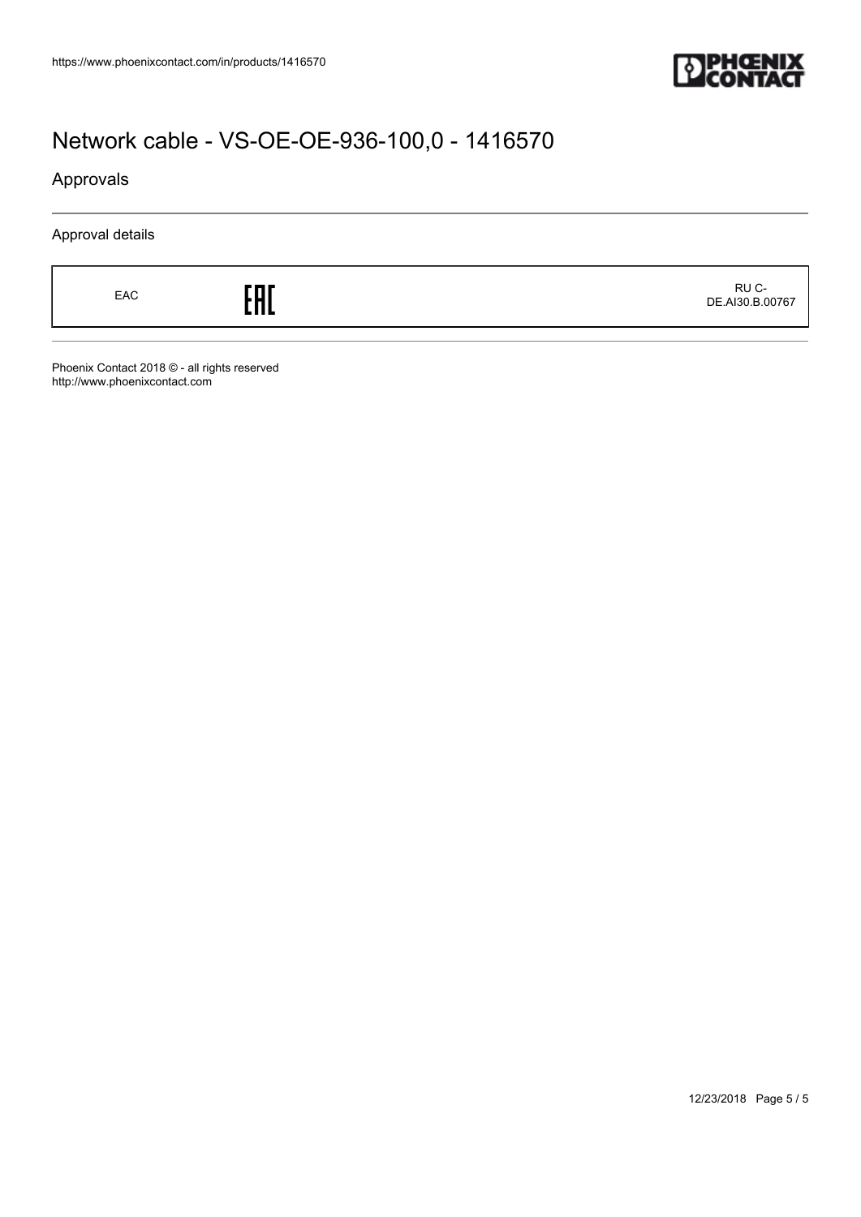# Network cable - VS-OE-OE-936-100,0 - 1416570

## Approvals

### Approval details

| | | |
|---|---|---|
| EAC | EAC | RU C-DE.AI30.B.00767 |

Phoenix Contact 2018 © - all rights reserved
http://www.phoenixcontact.com